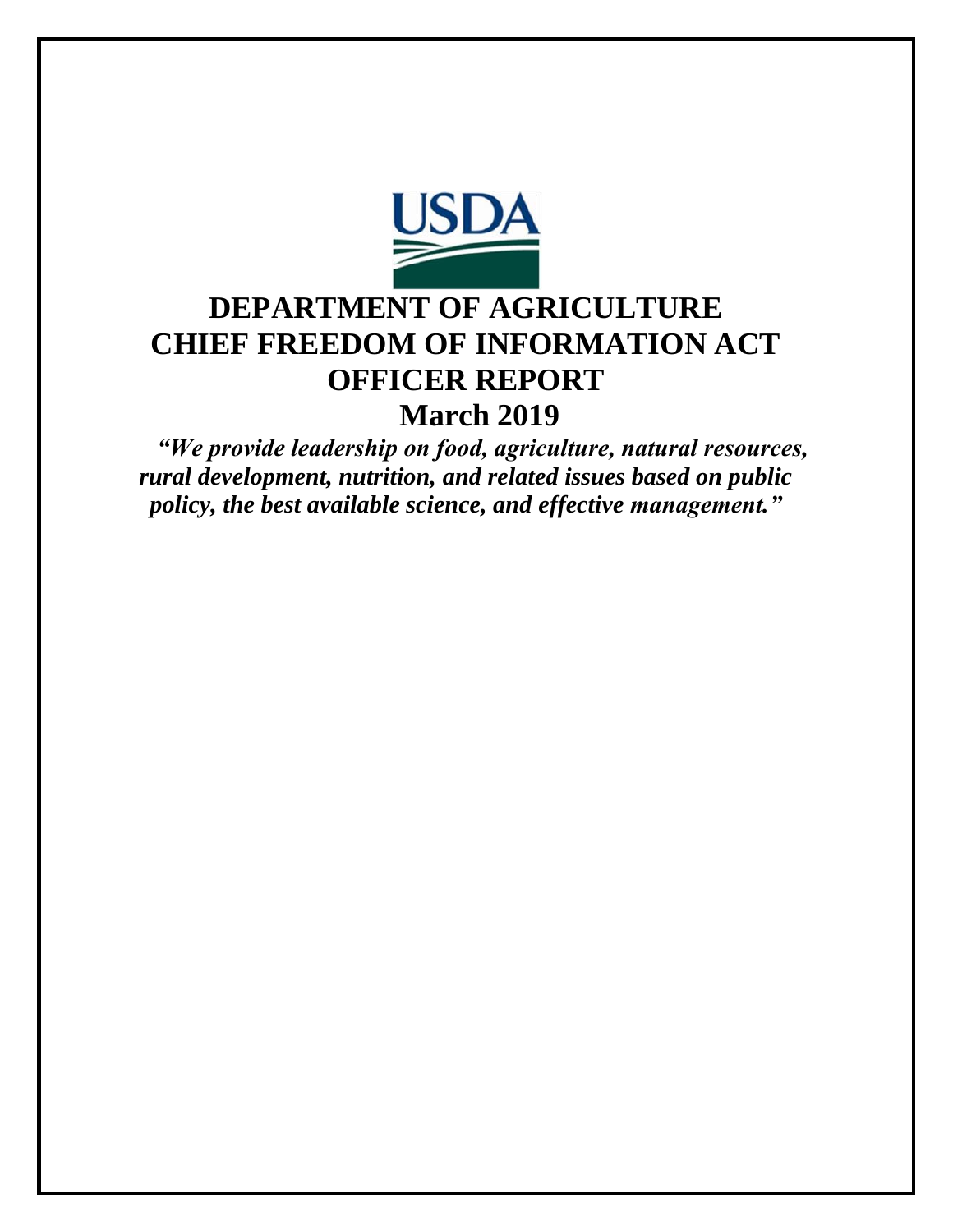# DEPARTMENT OF AGRICULTURE CHIEF FREEDOM OF INFORMATION ACT OFFICER REPORT

## March 2019

***"We provide leadership on food, agriculture, natural resources, rural development, nutrition, and related issues based on public policy, the best available science, and effective management."***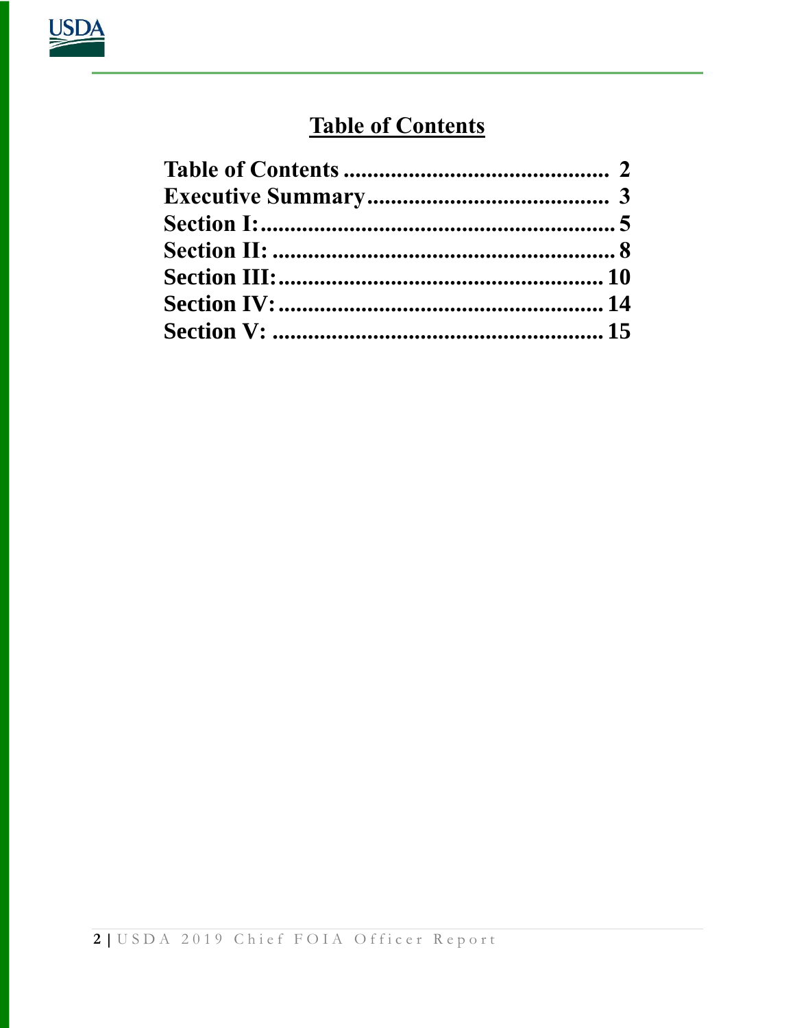# Table of Contents

**Table of Contents** .............................................. **2**
**Executive Summary** .......................................... **3**
**Section I:** ............................................................ **5**
**Section II:** .......................................................... **8**
**Section III:** ........................................................ **10**
**Section IV:** ........................................................ **14**
**Section V:** .......................................................... **15**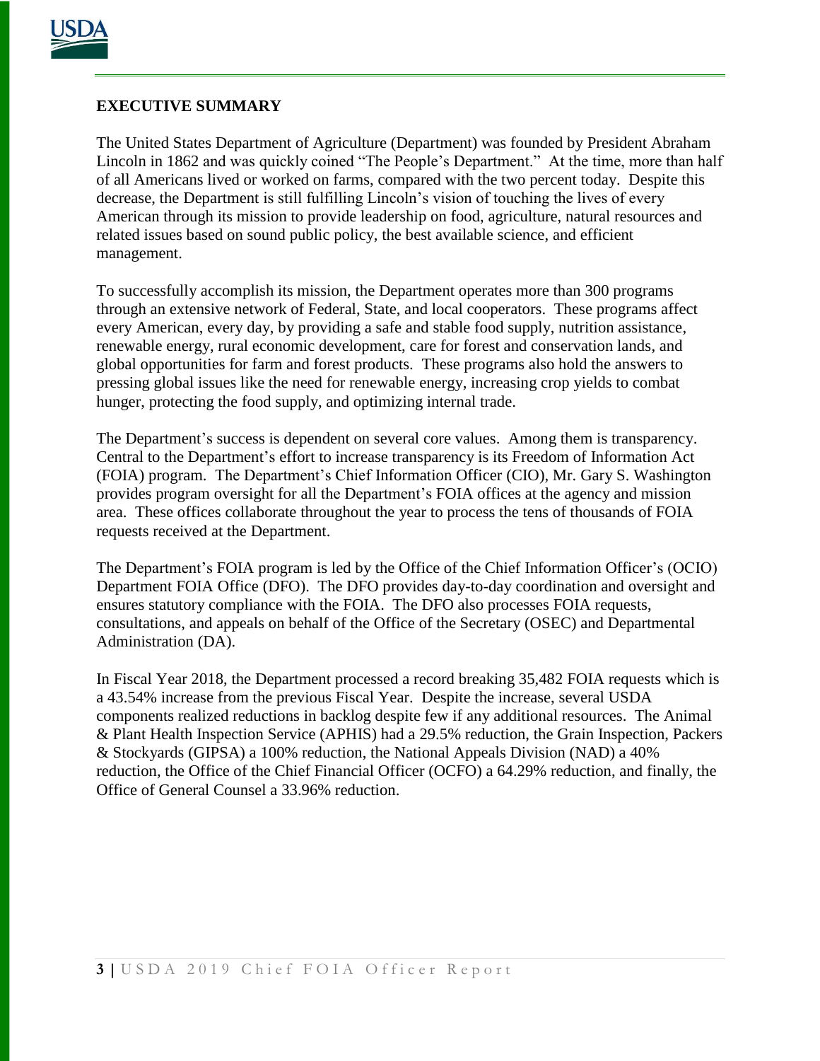## EXECUTIVE SUMMARY

The United States Department of Agriculture (Department) was founded by President Abraham Lincoln in 1862 and was quickly coined "The People's Department." At the time, more than half of all Americans lived or worked on farms, compared with the two percent today. Despite this decrease, the Department is still fulfilling Lincoln's vision of touching the lives of every American through its mission to provide leadership on food, agriculture, natural resources and related issues based on sound public policy, the best available science, and efficient management.

To successfully accomplish its mission, the Department operates more than 300 programs through an extensive network of Federal, State, and local cooperators. These programs affect every American, every day, by providing a safe and stable food supply, nutrition assistance, renewable energy, rural economic development, care for forest and conservation lands, and global opportunities for farm and forest products. These programs also hold the answers to pressing global issues like the need for renewable energy, increasing crop yields to combat hunger, protecting the food supply, and optimizing internal trade.

The Department's success is dependent on several core values. Among them is transparency. Central to the Department's effort to increase transparency is its Freedom of Information Act (FOIA) program. The Department's Chief Information Officer (CIO), Mr. Gary S. Washington provides program oversight for all the Department's FOIA offices at the agency and mission area. These offices collaborate throughout the year to process the tens of thousands of FOIA requests received at the Department.

The Department's FOIA program is led by the Office of the Chief Information Officer's (OCIO) Department FOIA Office (DFO). The DFO provides day-to-day coordination and oversight and ensures statutory compliance with the FOIA. The DFO also processes FOIA requests, consultations, and appeals on behalf of the Office of the Secretary (OSEC) and Departmental Administration (DA).

In Fiscal Year 2018, the Department processed a record breaking 35,482 FOIA requests which is a 43.54% increase from the previous Fiscal Year. Despite the increase, several USDA components realized reductions in backlog despite few if any additional resources. The Animal & Plant Health Inspection Service (APHIS) had a 29.5% reduction, the Grain Inspection, Packers & Stockyards (GIPSA) a 100% reduction, the National Appeals Division (NAD) a 40% reduction, the Office of the Chief Financial Officer (OCFO) a 64.29% reduction, and finally, the Office of General Counsel a 33.96% reduction.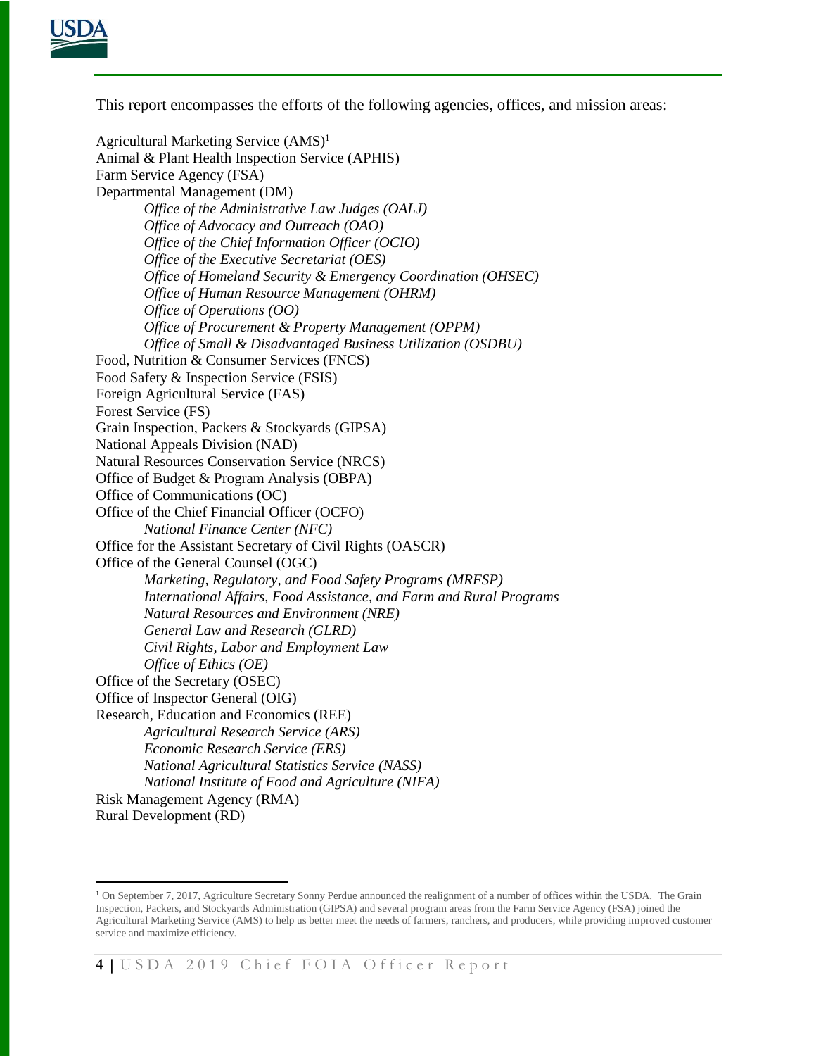This report encompasses the efforts of the following agencies, offices, and mission areas:

- Agricultural Marketing Service (AMS)[1]
- Animal & Plant Health Inspection Service (APHIS)
- Farm Service Agency (FSA)
- Departmental Management (DM)
  - *Office of the Administrative Law Judges (OALJ)*
  - *Office of Advocacy and Outreach (OAO)*
  - *Office of the Chief Information Officer (OCIO)*
  - *Office of the Executive Secretariat (OES)*
  - *Office of Homeland Security & Emergency Coordination (OHSEC)*
  - *Office of Human Resource Management (OHRM)*
  - *Office of Operations (OO)*
  - *Office of Procurement & Property Management (OPPM)*
  - *Office of Small & Disadvantaged Business Utilization (OSDBU)*
- Food, Nutrition & Consumer Services (FNCS)
- Food Safety & Inspection Service (FSIS)
- Foreign Agricultural Service (FAS)
- Forest Service (FS)
- Grain Inspection, Packers & Stockyards (GIPSA)
- National Appeals Division (NAD)
- Natural Resources Conservation Service (NRCS)
- Office of Budget & Program Analysis (OBPA)
- Office of Communications (OC)
- Office of the Chief Financial Officer (OCFO)
  - *National Finance Center (NFC)*
- Office for the Assistant Secretary of Civil Rights (OASCR)
- Office of the General Counsel (OGC)
  - *Marketing, Regulatory, and Food Safety Programs (MRFSP)*
  - *International Affairs, Food Assistance, and Farm and Rural Programs*
  - *Natural Resources and Environment (NRE)*
  - *General Law and Research (GLRD)*
  - *Civil Rights, Labor and Employment Law*
  - *Office of Ethics (OE)*
- Office of the Secretary (OSEC)
- Office of Inspector General (OIG)
- Research, Education and Economics (REE)
  - *Agricultural Research Service (ARS)*
  - *Economic Research Service (ERS)*
  - *National Agricultural Statistics Service (NASS)*
  - *National Institute of Food and Agriculture (NIFA)*
- Risk Management Agency (RMA)
- Rural Development (RD)

---

[1] On September 7, 2017, Agriculture Secretary Sonny Perdue announced the realignment of a number of offices within the USDA. The Grain Inspection, Packers, and Stockyards Administration (GIPSA) and several program areas from the Farm Service Agency (FSA) joined the Agricultural Marketing Service (AMS) to help us better meet the needs of farmers, ranchers, and producers, while providing improved customer service and maximize efficiency.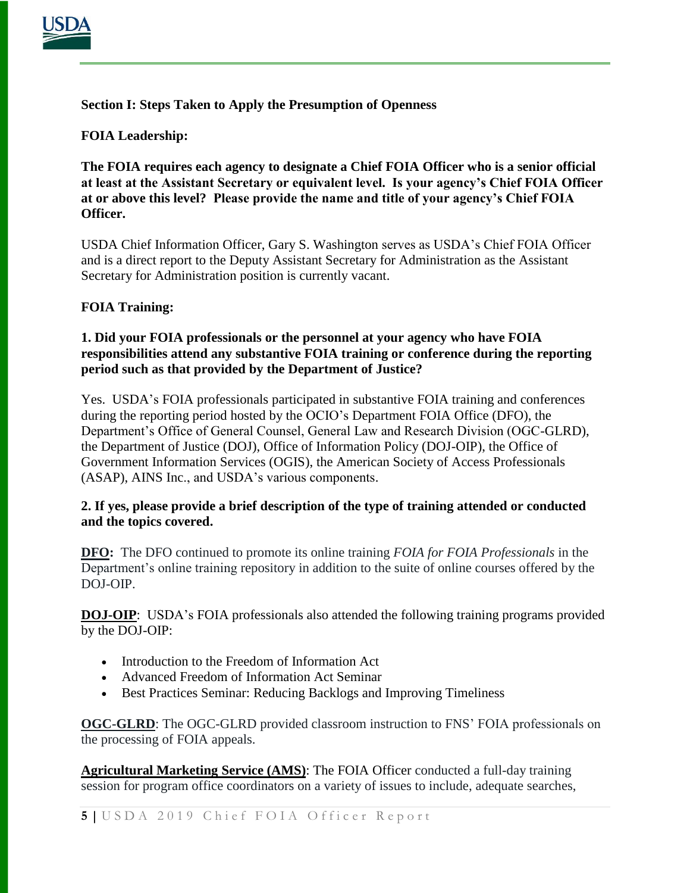**Section I: Steps Taken to Apply the Presumption of Openness**

**FOIA Leadership:**

**The FOIA requires each agency to designate a Chief FOIA Officer who is a senior official at least at the Assistant Secretary or equivalent level. Is your agency's Chief FOIA Officer at or above this level? Please provide the name and title of your agency's Chief FOIA Officer.**

USDA Chief Information Officer, Gary S. Washington serves as USDA's Chief FOIA Officer and is a direct report to the Deputy Assistant Secretary for Administration as the Assistant Secretary for Administration position is currently vacant.

**FOIA Training:**

**1. Did your FOIA professionals or the personnel at your agency who have FOIA responsibilities attend any substantive FOIA training or conference during the reporting period such as that provided by the Department of Justice?**

Yes. USDA's FOIA professionals participated in substantive FOIA training and conferences during the reporting period hosted by the OCIO's Department FOIA Office (DFO), the Department's Office of General Counsel, General Law and Research Division (OGC-GLRD), the Department of Justice (DOJ), Office of Information Policy (DOJ-OIP), the Office of Government Information Services (OGIS), the American Society of Access Professionals (ASAP), AINS Inc., and USDA's various components.

**2. If yes, please provide a brief description of the type of training attended or conducted and the topics covered.**

**DFO:** The DFO continued to promote its online training *FOIA for FOIA Professionals* in the Department's online training repository in addition to the suite of online courses offered by the DOJ-OIP.

**DOJ-OIP**: USDA's FOIA professionals also attended the following training programs provided by the DOJ-OIP:

- Introduction to the Freedom of Information Act
- Advanced Freedom of Information Act Seminar
- Best Practices Seminar: Reducing Backlogs and Improving Timeliness

**OGC-GLRD**: The OGC-GLRD provided classroom instruction to FNS' FOIA professionals on the processing of FOIA appeals.

**Agricultural Marketing Service (AMS)**: The FOIA Officer conducted a full-day training session for program office coordinators on a variety of issues to include, adequate searches,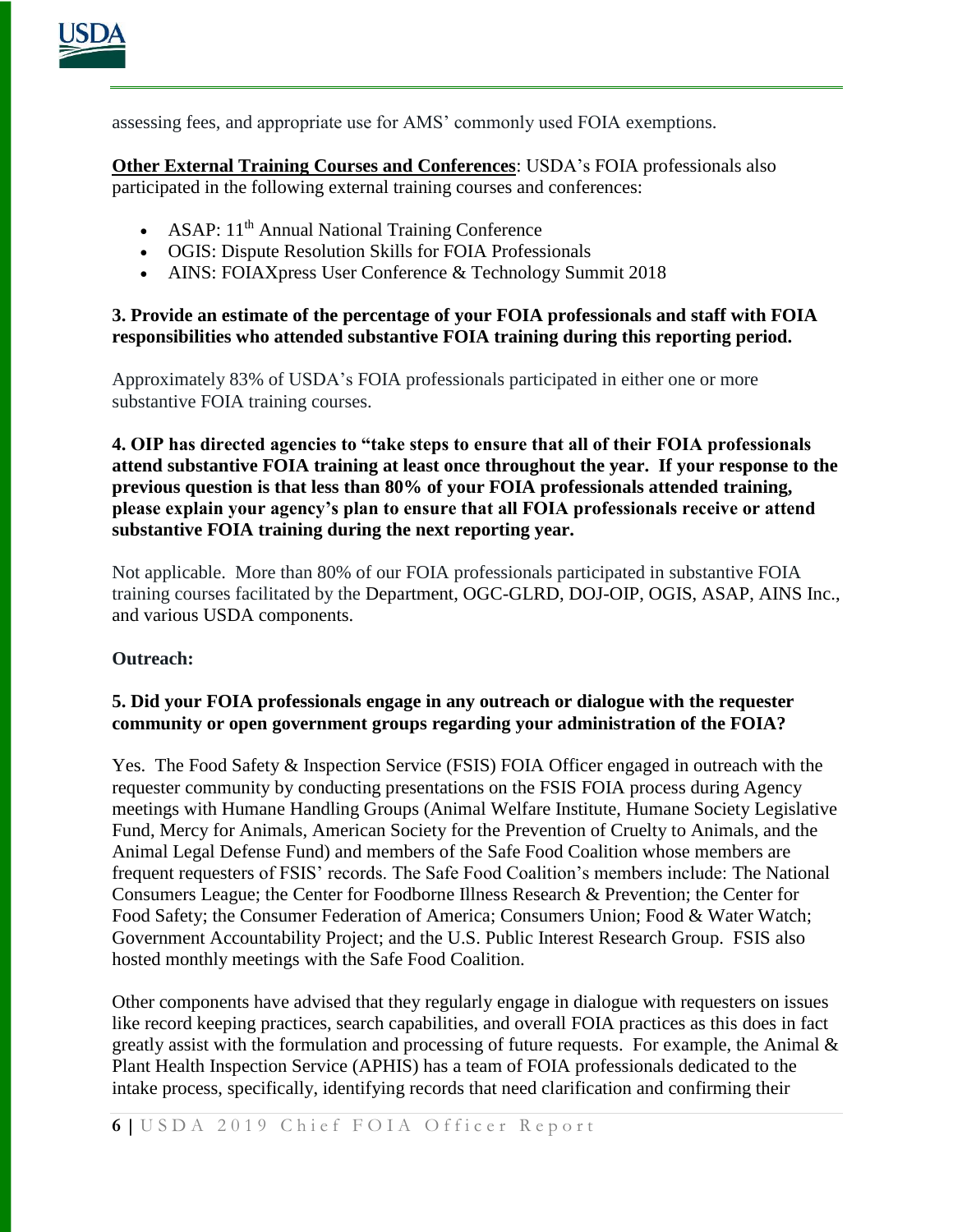assessing fees, and appropriate use for AMS' commonly used FOIA exemptions.

**Other External Training Courses and Conferences**: USDA's FOIA professionals also participated in the following external training courses and conferences:

- ASAP: 11th Annual National Training Conference
- OGIS: Dispute Resolution Skills for FOIA Professionals
- AINS: FOIAXpress User Conference & Technology Summit 2018

**3. Provide an estimate of the percentage of your FOIA professionals and staff with FOIA responsibilities who attended substantive FOIA training during this reporting period.**

Approximately 83% of USDA's FOIA professionals participated in either one or more substantive FOIA training courses.

**4. OIP has directed agencies to "take steps to ensure that all of their FOIA professionals attend substantive FOIA training at least once throughout the year. If your response to the previous question is that less than 80% of your FOIA professionals attended training, please explain your agency's plan to ensure that all FOIA professionals receive or attend substantive FOIA training during the next reporting year.**

Not applicable. More than 80% of our FOIA professionals participated in substantive FOIA training courses facilitated by the Department, OGC-GLRD, DOJ-OIP, OGIS, ASAP, AINS Inc., and various USDA components.

**Outreach:**

**5. Did your FOIA professionals engage in any outreach or dialogue with the requester community or open government groups regarding your administration of the FOIA?**

Yes. The Food Safety & Inspection Service (FSIS) FOIA Officer engaged in outreach with the requester community by conducting presentations on the FSIS FOIA process during Agency meetings with Humane Handling Groups (Animal Welfare Institute, Humane Society Legislative Fund, Mercy for Animals, American Society for the Prevention of Cruelty to Animals, and the Animal Legal Defense Fund) and members of the Safe Food Coalition whose members are frequent requesters of FSIS' records. The Safe Food Coalition's members include: The National Consumers League; the Center for Foodborne Illness Research & Prevention; the Center for Food Safety; the Consumer Federation of America; Consumers Union; Food & Water Watch; Government Accountability Project; and the U.S. Public Interest Research Group. FSIS also hosted monthly meetings with the Safe Food Coalition.

Other components have advised that they regularly engage in dialogue with requesters on issues like record keeping practices, search capabilities, and overall FOIA practices as this does in fact greatly assist with the formulation and processing of future requests. For example, the Animal & Plant Health Inspection Service (APHIS) has a team of FOIA professionals dedicated to the intake process, specifically, identifying records that need clarification and confirming their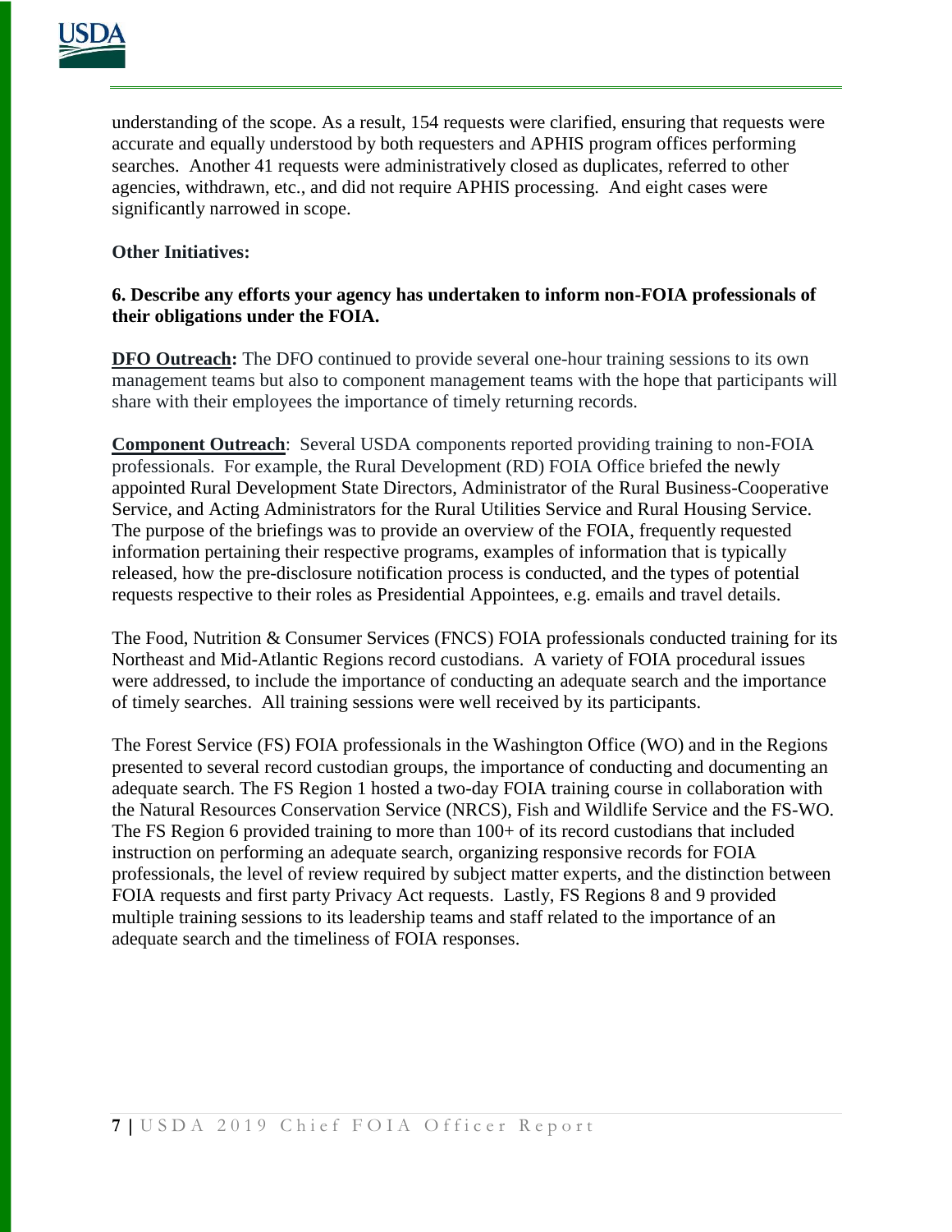understanding of the scope. As a result, 154 requests were clarified, ensuring that requests were accurate and equally understood by both requesters and APHIS program offices performing searches. Another 41 requests were administratively closed as duplicates, referred to other agencies, withdrawn, etc., and did not require APHIS processing. And eight cases were significantly narrowed in scope.

**Other Initiatives:**

**6. Describe any efforts your agency has undertaken to inform non-FOIA professionals of their obligations under the FOIA.**

**DFO Outreach:** The DFO continued to provide several one-hour training sessions to its own management teams but also to component management teams with the hope that participants will share with their employees the importance of timely returning records.

**Component Outreach**: Several USDA components reported providing training to non-FOIA professionals. For example, the Rural Development (RD) FOIA Office briefed the newly appointed Rural Development State Directors, Administrator of the Rural Business-Cooperative Service, and Acting Administrators for the Rural Utilities Service and Rural Housing Service. The purpose of the briefings was to provide an overview of the FOIA, frequently requested information pertaining their respective programs, examples of information that is typically released, how the pre-disclosure notification process is conducted, and the types of potential requests respective to their roles as Presidential Appointees, e.g. emails and travel details.

The Food, Nutrition & Consumer Services (FNCS) FOIA professionals conducted training for its Northeast and Mid-Atlantic Regions record custodians. A variety of FOIA procedural issues were addressed, to include the importance of conducting an adequate search and the importance of timely searches. All training sessions were well received by its participants.

The Forest Service (FS) FOIA professionals in the Washington Office (WO) and in the Regions presented to several record custodian groups, the importance of conducting and documenting an adequate search. The FS Region 1 hosted a two-day FOIA training course in collaboration with the Natural Resources Conservation Service (NRCS), Fish and Wildlife Service and the FS-WO. The FS Region 6 provided training to more than 100+ of its record custodians that included instruction on performing an adequate search, organizing responsive records for FOIA professionals, the level of review required by subject matter experts, and the distinction between FOIA requests and first party Privacy Act requests. Lastly, FS Regions 8 and 9 provided multiple training sessions to its leadership teams and staff related to the importance of an adequate search and the timeliness of FOIA responses.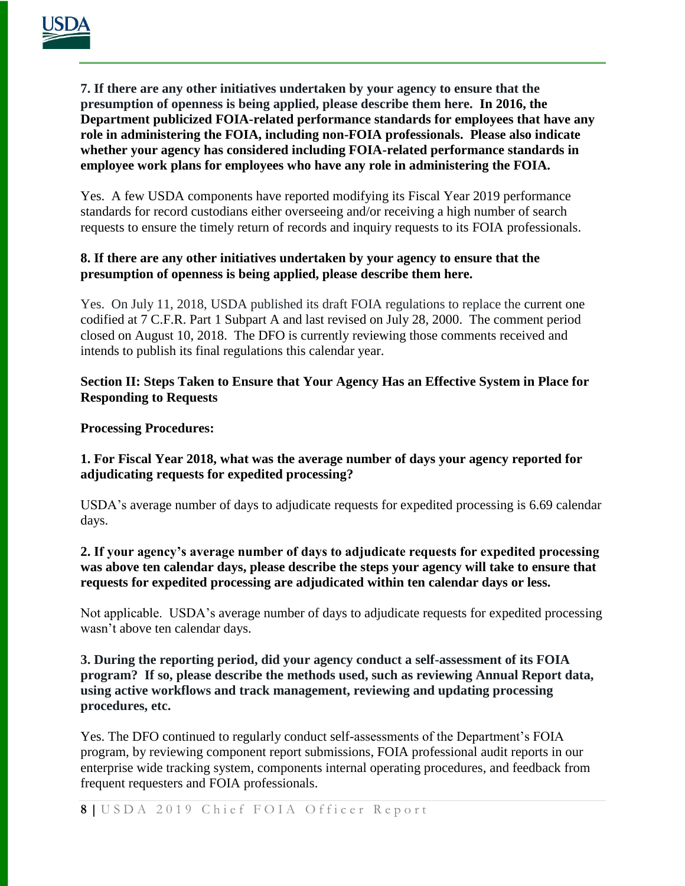**7. If there are any other initiatives undertaken by your agency to ensure that the presumption of openness is being applied, please describe them here. In 2016, the Department publicized FOIA-related performance standards for employees that have any role in administering the FOIA, including non-FOIA professionals. Please also indicate whether your agency has considered including FOIA-related performance standards in employee work plans for employees who have any role in administering the FOIA.**

Yes. A few USDA components have reported modifying its Fiscal Year 2019 performance standards for record custodians either overseeing and/or receiving a high number of search requests to ensure the timely return of records and inquiry requests to its FOIA professionals.

**8. If there are any other initiatives undertaken by your agency to ensure that the presumption of openness is being applied, please describe them here.**

Yes. On July 11, 2018, USDA published its draft FOIA regulations to replace the current one codified at 7 C.F.R. Part 1 Subpart A and last revised on July 28, 2000. The comment period closed on August 10, 2018. The DFO is currently reviewing those comments received and intends to publish its final regulations this calendar year.

## Section II: Steps Taken to Ensure that Your Agency Has an Effective System in Place for Responding to Requests

**Processing Procedures:**

**1. For Fiscal Year 2018, what was the average number of days your agency reported for adjudicating requests for expedited processing?**

USDA's average number of days to adjudicate requests for expedited processing is 6.69 calendar days.

**2. If your agency's average number of days to adjudicate requests for expedited processing was above ten calendar days, please describe the steps your agency will take to ensure that requests for expedited processing are adjudicated within ten calendar days or less.**

Not applicable. USDA's average number of days to adjudicate requests for expedited processing wasn't above ten calendar days.

**3. During the reporting period, did your agency conduct a self-assessment of its FOIA program? If so, please describe the methods used, such as reviewing Annual Report data, using active workflows and track management, reviewing and updating processing procedures, etc.**

Yes. The DFO continued to regularly conduct self-assessments of the Department's FOIA program, by reviewing component report submissions, FOIA professional audit reports in our enterprise wide tracking system, components internal operating procedures, and feedback from frequent requesters and FOIA professionals.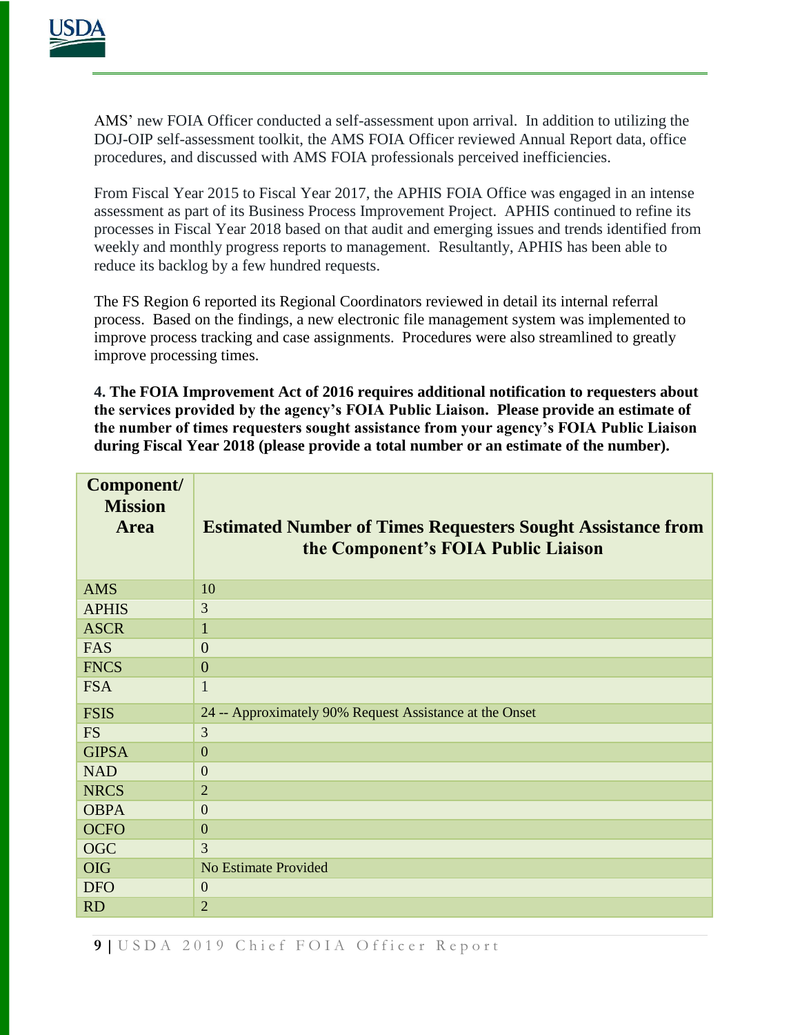AMS' new FOIA Officer conducted a self-assessment upon arrival. In addition to utilizing the DOJ-OIP self-assessment toolkit, the AMS FOIA Officer reviewed Annual Report data, office procedures, and discussed with AMS FOIA professionals perceived inefficiencies.

From Fiscal Year 2015 to Fiscal Year 2017, the APHIS FOIA Office was engaged in an intense assessment as part of its Business Process Improvement Project. APHIS continued to refine its processes in Fiscal Year 2018 based on that audit and emerging issues and trends identified from weekly and monthly progress reports to management. Resultantly, APHIS has been able to reduce its backlog by a few hundred requests.

The FS Region 6 reported its Regional Coordinators reviewed in detail its internal referral process. Based on the findings, a new electronic file management system was implemented to improve process tracking and case assignments. Procedures were also streamlined to greatly improve processing times.

**4. The FOIA Improvement Act of 2016 requires additional notification to requesters about the services provided by the agency's FOIA Public Liaison. Please provide an estimate of the number of times requesters sought assistance from your agency's FOIA Public Liaison during Fiscal Year 2018 (please provide a total number or an estimate of the number).**

| Component/ Mission Area | Estimated Number of Times Requesters Sought Assistance from the Component's FOIA Public Liaison |
|---|---|
| AMS | 10 |
| APHIS | 3 |
| ASCR | 1 |
| FAS | 0 |
| FNCS | 0 |
| FSA | 1 |
| FSIS | 24 -- Approximately 90% Request Assistance at the Onset |
| FS | 3 |
| GIPSA | 0 |
| NAD | 0 |
| NRCS | 2 |
| OBPA | 0 |
| OCFO | 0 |
| OGC | 3 |
| OIG | No Estimate Provided |
| DFO | 0 |
| RD | 2 |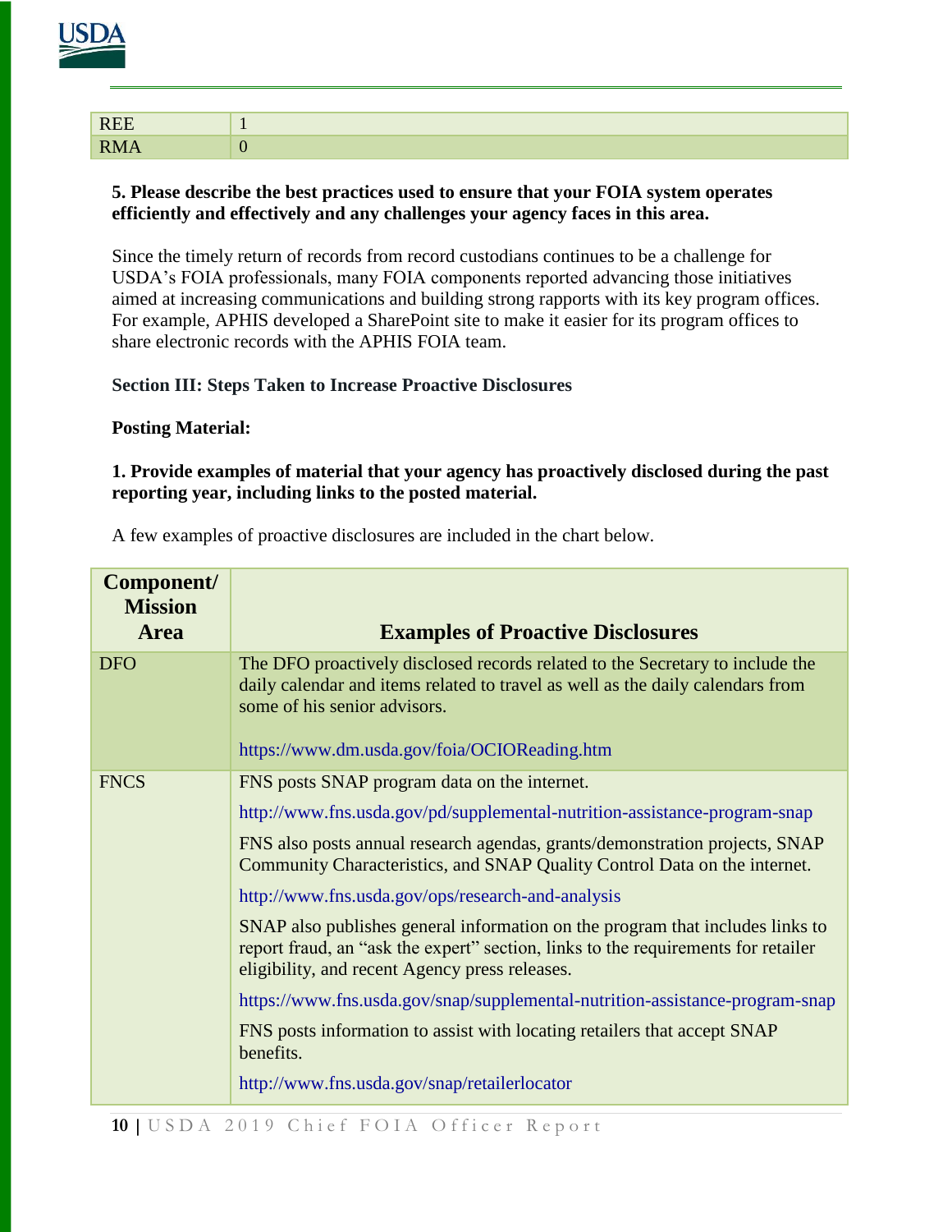| REE | 1 |
|---|---|
| RMA | 0 |

**5. Please describe the best practices used to ensure that your FOIA system operates efficiently and effectively and any challenges your agency faces in this area.**

Since the timely return of records from record custodians continues to be a challenge for USDA's FOIA professionals, many FOIA components reported advancing those initiatives aimed at increasing communications and building strong rapports with its key program offices. For example, APHIS developed a SharePoint site to make it easier for its program offices to share electronic records with the APHIS FOIA team.

**Section III: Steps Taken to Increase Proactive Disclosures**

**Posting Material:**

**1. Provide examples of material that your agency has proactively disclosed during the past reporting year, including links to the posted material.**

A few examples of proactive disclosures are included in the chart below.

| Component/ Mission Area | Examples of Proactive Disclosures |
|---|---|
| DFO | The DFO proactively disclosed records related to the Secretary to include the daily calendar and items related to travel as well as the daily calendars from some of his senior advisors.<br><br>https://www.dm.usda.gov/foia/OCIOReading.htm |
| FNCS | FNS posts SNAP program data on the internet.<br><br>http://www.fns.usda.gov/pd/supplemental-nutrition-assistance-program-snap<br><br>FNS also posts annual research agendas, grants/demonstration projects, SNAP Community Characteristics, and SNAP Quality Control Data on the internet.<br><br>http://www.fns.usda.gov/ops/research-and-analysis<br><br>SNAP also publishes general information on the program that includes links to report fraud, an "ask the expert" section, links to the requirements for retailer eligibility, and recent Agency press releases.<br><br>https://www.fns.usda.gov/snap/supplemental-nutrition-assistance-program-snap<br><br>FNS posts information to assist with locating retailers that accept SNAP benefits.<br><br>http://www.fns.usda.gov/snap/retailerlocator |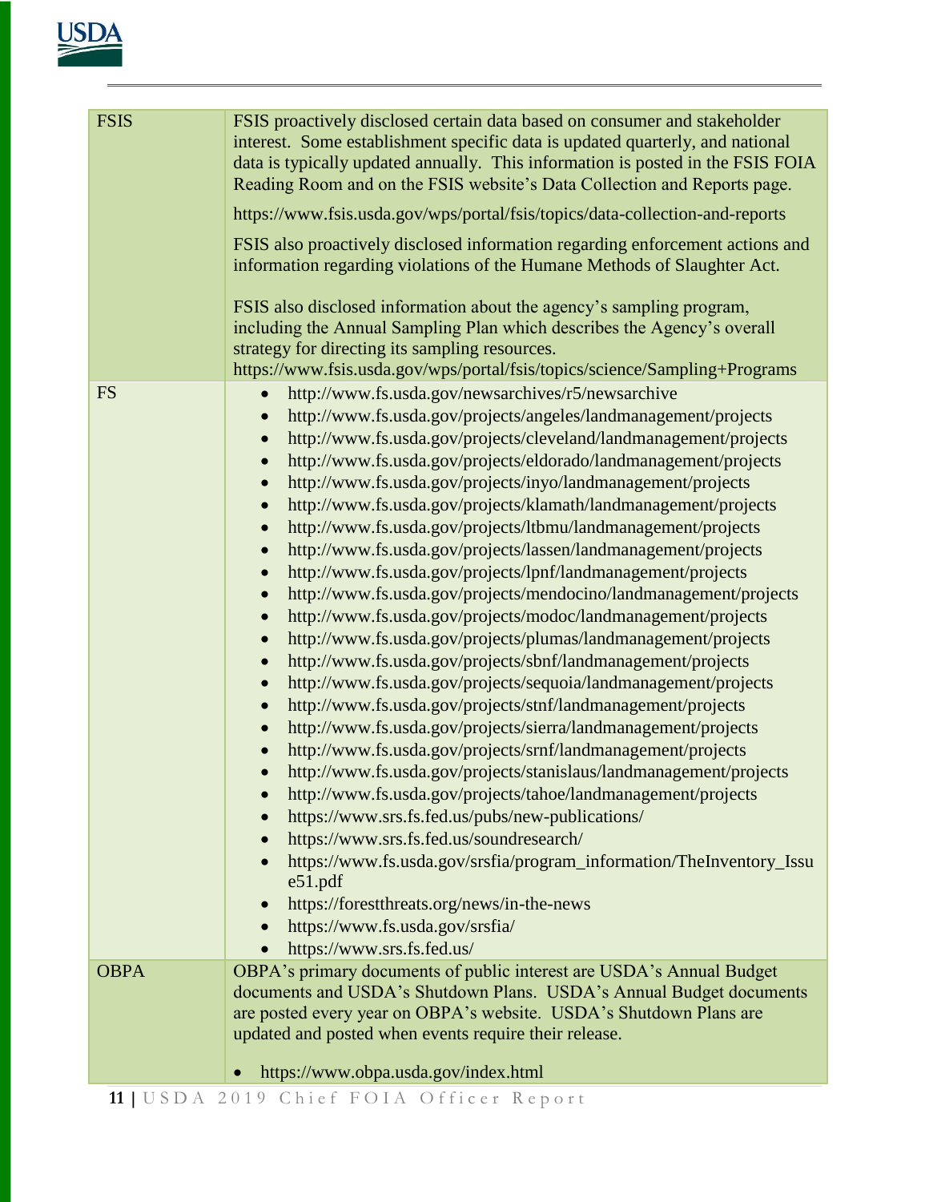| | |
|---|---|
| FSIS | FSIS proactively disclosed certain data based on consumer and stakeholder interest. Some establishment specific data is updated quarterly, and national data is typically updated annually. This information is posted in the FSIS FOIA Reading Room and on the FSIS website's Data Collection and Reports page.<br><br>https://www.fsis.usda.gov/wps/portal/fsis/topics/data-collection-and-reports<br><br>FSIS also proactively disclosed information regarding enforcement actions and information regarding violations of the Humane Methods of Slaughter Act.<br><br>FSIS also disclosed information about the agency's sampling program, including the Annual Sampling Plan which describes the Agency's overall strategy for directing its sampling resources.<br>https://www.fsis.usda.gov/wps/portal/fsis/topics/science/Sampling+Programs |
| FS | • http://www.fs.usda.gov/newsarchives/r5/newsarchive<br>• http://www.fs.usda.gov/projects/angeles/landmanagement/projects<br>• http://www.fs.usda.gov/projects/cleveland/landmanagement/projects<br>• http://www.fs.usda.gov/projects/eldorado/landmanagement/projects<br>• http://www.fs.usda.gov/projects/inyo/landmanagement/projects<br>• http://www.fs.usda.gov/projects/klamath/landmanagement/projects<br>• http://www.fs.usda.gov/projects/ltbmu/landmanagement/projects<br>• http://www.fs.usda.gov/projects/lassen/landmanagement/projects<br>• http://www.fs.usda.gov/projects/lpnf/landmanagement/projects<br>• http://www.fs.usda.gov/projects/mendocino/landmanagement/projects<br>• http://www.fs.usda.gov/projects/modoc/landmanagement/projects<br>• http://www.fs.usda.gov/projects/plumas/landmanagement/projects<br>• http://www.fs.usda.gov/projects/sbnf/landmanagement/projects<br>• http://www.fs.usda.gov/projects/sequoia/landmanagement/projects<br>• http://www.fs.usda.gov/projects/stnf/landmanagement/projects<br>• http://www.fs.usda.gov/projects/sierra/landmanagement/projects<br>• http://www.fs.usda.gov/projects/srnf/landmanagement/projects<br>• http://www.fs.usda.gov/projects/stanislaus/landmanagement/projects<br>• http://www.fs.usda.gov/projects/tahoe/landmanagement/projects<br>• https://www.srs.fs.fed.us/pubs/new-publications/<br>• https://www.srs.fs.fed.us/soundresearch/<br>• https://www.fs.usda.gov/srsfia/program_information/TheInventory_Issue51.pdf<br>• https://forestthreats.org/news/in-the-news<br>• https://www.fs.usda.gov/srsfia/<br>• https://www.srs.fs.fed.us/ |
| OBPA | OBPA's primary documents of public interest are USDA's Annual Budget documents and USDA's Shutdown Plans. USDA's Annual Budget documents are posted every year on OBPA's website. USDA's Shutdown Plans are updated and posted when events require their release.<br><br>• https://www.obpa.usda.gov/index.html |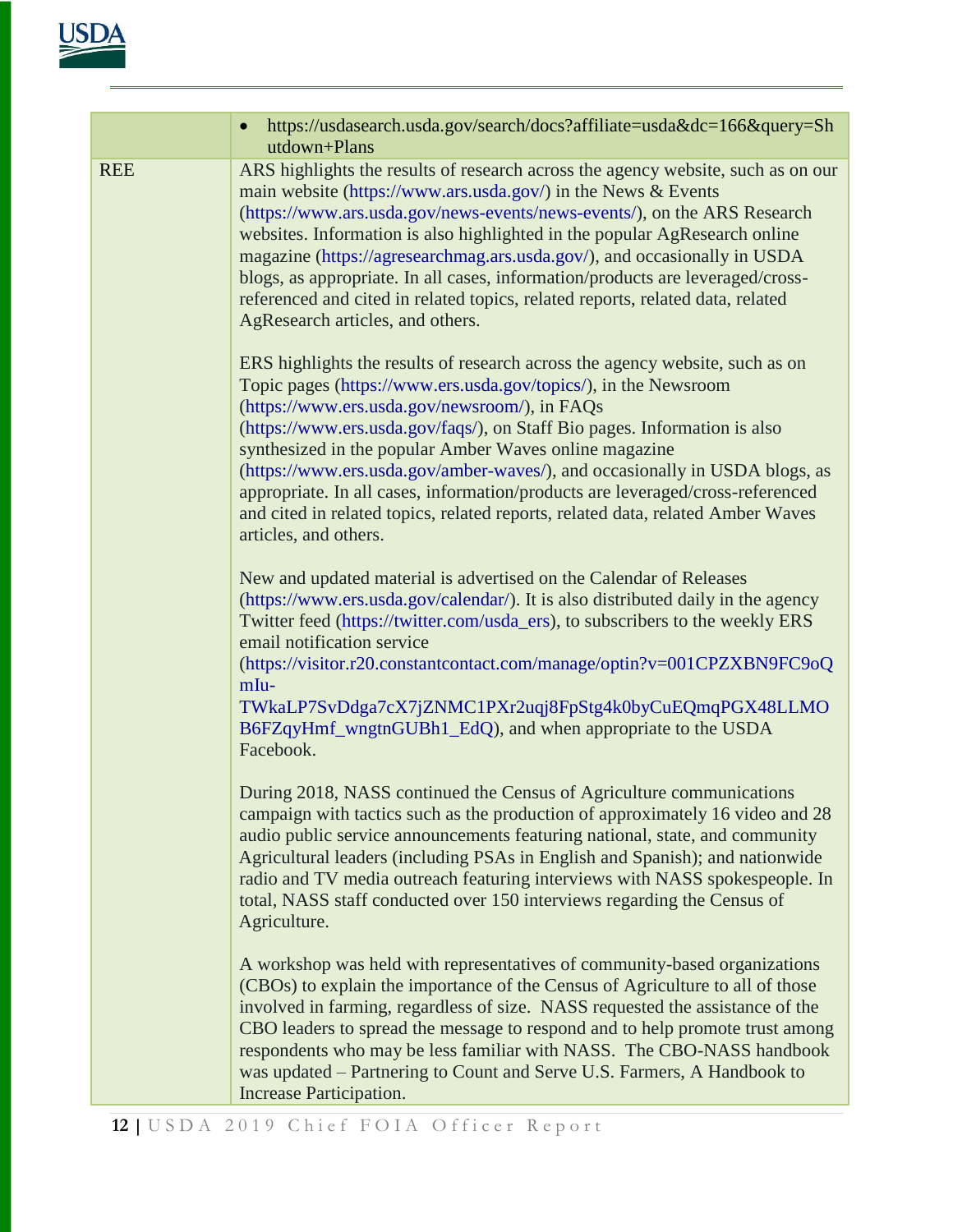| | |
|---|---|
| | • https://usdasearch.usda.gov/search/docs?affiliate=usda&dc=166&query=Shutdown+Plans |
| REE | ARS highlights the results of research across the agency website, such as on our main website (https://www.ars.usda.gov/) in the News & Events (https://www.ars.usda.gov/news-events/news-events/), on the ARS Research websites. Information is also highlighted in the popular AgResearch online magazine (https://agresearchmag.ars.usda.gov/), and occasionally in USDA blogs, as appropriate. In all cases, information/products are leveraged/cross-referenced and cited in related topics, related reports, related data, related AgResearch articles, and others.<br><br>ERS highlights the results of research across the agency website, such as on Topic pages (https://www.ers.usda.gov/topics/), in the Newsroom (https://www.ers.usda.gov/newsroom/), in FAQs (https://www.ers.usda.gov/faqs/), on Staff Bio pages. Information is also synthesized in the popular Amber Waves online magazine (https://www.ers.usda.gov/amber-waves/), and occasionally in USDA blogs, as appropriate. In all cases, information/products are leveraged/cross-referenced and cited in related topics, related reports, related data, related Amber Waves articles, and others.<br><br>New and updated material is advertised on the Calendar of Releases (https://www.ers.usda.gov/calendar/). It is also distributed daily in the agency Twitter feed (https://twitter.com/usda_ers), to subscribers to the weekly ERS email notification service (https://visitor.r20.constantcontact.com/manage/optin?v=001CPZXBN9FC9oQmIu-TWkaLP7SvDdga7cX7jZNMC1PXr2uqj8FpStg4k0byCuEQmqPGX48LLMOB6FZqyHmf_wngtnGUBh1_EdQ), and when appropriate to the USDA Facebook.<br><br>During 2018, NASS continued the Census of Agriculture communications campaign with tactics such as the production of approximately 16 video and 28 audio public service announcements featuring national, state, and community Agricultural leaders (including PSAs in English and Spanish); and nationwide radio and TV media outreach featuring interviews with NASS spokespeople. In total, NASS staff conducted over 150 interviews regarding the Census of Agriculture.<br><br>A workshop was held with representatives of community-based organizations (CBOs) to explain the importance of the Census of Agriculture to all of those involved in farming, regardless of size. NASS requested the assistance of the CBO leaders to spread the message to respond and to help promote trust among respondents who may be less familiar with NASS. The CBO-NASS handbook was updated – Partnering to Count and Serve U.S. Farmers, A Handbook to Increase Participation. |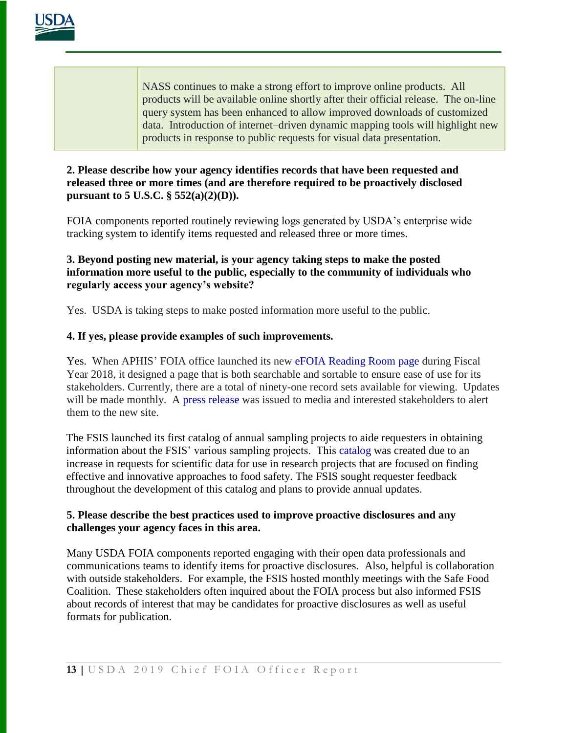| | NASS continues to make a strong effort to improve online products. All products will be available online shortly after their official release. The on-line query system has been enhanced to allow improved downloads of customized data. Introduction of internet–driven dynamic mapping tools will highlight new products in response to public requests for visual data presentation. |
|---|---|

**2. Please describe how your agency identifies records that have been requested and released three or more times (and are therefore required to be proactively disclosed pursuant to 5 U.S.C. § 552(a)(2)(D)).**

FOIA components reported routinely reviewing logs generated by USDA's enterprise wide tracking system to identify items requested and released three or more times.

**3. Beyond posting new material, is your agency taking steps to make the posted information more useful to the public, especially to the community of individuals who regularly access your agency's website?**

Yes. USDA is taking steps to make posted information more useful to the public.

**4. If yes, please provide examples of such improvements.**

Yes. When APHIS' FOIA office launched its new eFOIA Reading Room page during Fiscal Year 2018, it designed a page that is both searchable and sortable to ensure ease of use for its stakeholders. Currently, there are a total of ninety-one record sets available for viewing. Updates will be made monthly. A press release was issued to media and interested stakeholders to alert them to the new site.

The FSIS launched its first catalog of annual sampling projects to aide requesters in obtaining information about the FSIS' various sampling projects. This catalog was created due to an increase in requests for scientific data for use in research projects that are focused on finding effective and innovative approaches to food safety. The FSIS sought requester feedback throughout the development of this catalog and plans to provide annual updates.

**5. Please describe the best practices used to improve proactive disclosures and any challenges your agency faces in this area.**

Many USDA FOIA components reported engaging with their open data professionals and communications teams to identify items for proactive disclosures. Also, helpful is collaboration with outside stakeholders. For example, the FSIS hosted monthly meetings with the Safe Food Coalition. These stakeholders often inquired about the FOIA process but also informed FSIS about records of interest that may be candidates for proactive disclosures as well as useful formats for publication.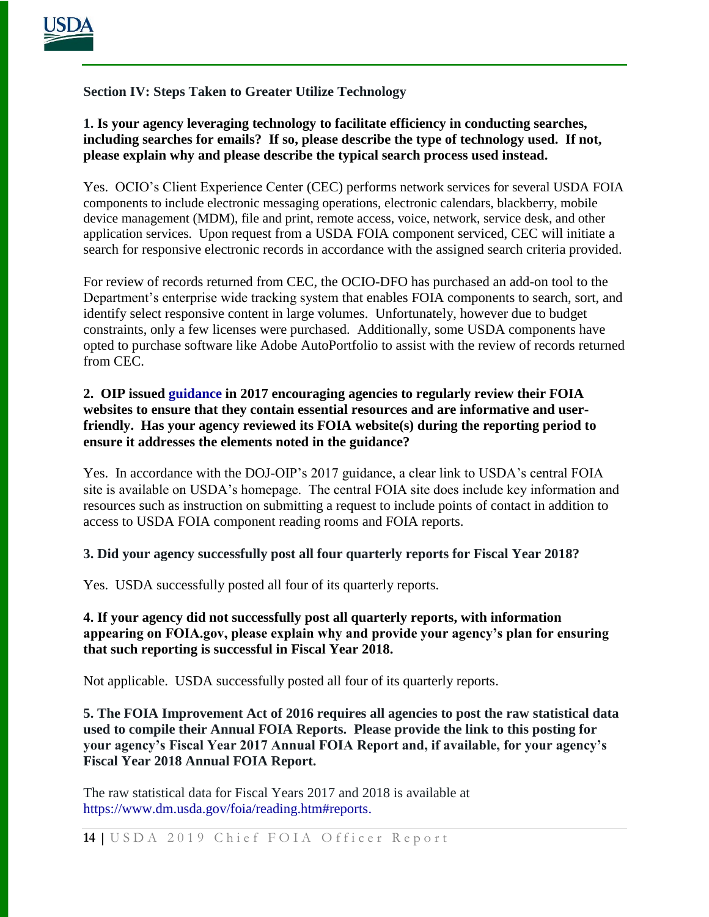## Section IV: Steps Taken to Greater Utilize Technology

**1. Is your agency leveraging technology to facilitate efficiency in conducting searches, including searches for emails? If so, please describe the type of technology used. If not, please explain why and please describe the typical search process used instead.**

Yes. OCIO's Client Experience Center (CEC) performs network services for several USDA FOIA components to include electronic messaging operations, electronic calendars, blackberry, mobile device management (MDM), file and print, remote access, voice, network, service desk, and other application services. Upon request from a USDA FOIA component serviced, CEC will initiate a search for responsive electronic records in accordance with the assigned search criteria provided.

For review of records returned from CEC, the OCIO-DFO has purchased an add-on tool to the Department's enterprise wide tracking system that enables FOIA components to search, sort, and identify select responsive content in large volumes. Unfortunately, however due to budget constraints, only a few licenses were purchased. Additionally, some USDA components have opted to purchase software like Adobe AutoPortfolio to assist with the review of records returned from CEC.

**2. OIP issued guidance in 2017 encouraging agencies to regularly review their FOIA websites to ensure that they contain essential resources and are informative and user-friendly. Has your agency reviewed its FOIA website(s) during the reporting period to ensure it addresses the elements noted in the guidance?**

Yes. In accordance with the DOJ-OIP's 2017 guidance, a clear link to USDA's central FOIA site is available on USDA's homepage. The central FOIA site does include key information and resources such as instruction on submitting a request to include points of contact in addition to access to USDA FOIA component reading rooms and FOIA reports.

**3. Did your agency successfully post all four quarterly reports for Fiscal Year 2018?**

Yes. USDA successfully posted all four of its quarterly reports.

**4. If your agency did not successfully post all quarterly reports, with information appearing on FOIA.gov, please explain why and provide your agency's plan for ensuring that such reporting is successful in Fiscal Year 2018.**

Not applicable. USDA successfully posted all four of its quarterly reports.

**5. The FOIA Improvement Act of 2016 requires all agencies to post the raw statistical data used to compile their Annual FOIA Reports. Please provide the link to this posting for your agency's Fiscal Year 2017 Annual FOIA Report and, if available, for your agency's Fiscal Year 2018 Annual FOIA Report.**

The raw statistical data for Fiscal Years 2017 and 2018 is available at https://www.dm.usda.gov/foia/reading.htm#reports.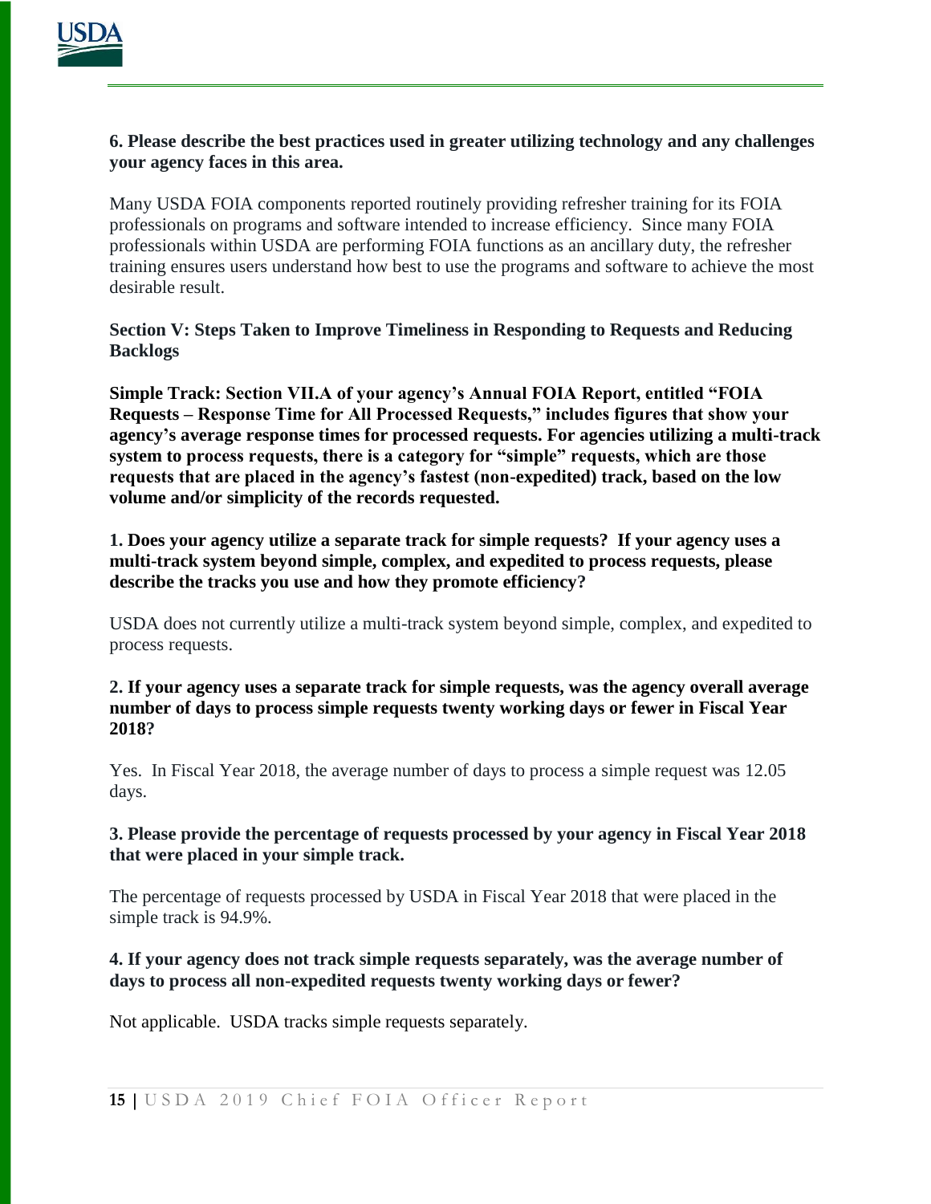**6. Please describe the best practices used in greater utilizing technology and any challenges your agency faces in this area.**

Many USDA FOIA components reported routinely providing refresher training for its FOIA professionals on programs and software intended to increase efficiency. Since many FOIA professionals within USDA are performing FOIA functions as an ancillary duty, the refresher training ensures users understand how best to use the programs and software to achieve the most desirable result.

## Section V: Steps Taken to Improve Timeliness in Responding to Requests and Reducing Backlogs

**Simple Track: Section VII.A of your agency's Annual FOIA Report, entitled "FOIA Requests – Response Time for All Processed Requests," includes figures that show your agency's average response times for processed requests. For agencies utilizing a multi-track system to process requests, there is a category for "simple" requests, which are those requests that are placed in the agency's fastest (non-expedited) track, based on the low volume and/or simplicity of the records requested.**

**1. Does your agency utilize a separate track for simple requests? If your agency uses a multi-track system beyond simple, complex, and expedited to process requests, please describe the tracks you use and how they promote efficiency?**

USDA does not currently utilize a multi-track system beyond simple, complex, and expedited to process requests.

**2. If your agency uses a separate track for simple requests, was the agency overall average number of days to process simple requests twenty working days or fewer in Fiscal Year 2018?**

Yes. In Fiscal Year 2018, the average number of days to process a simple request was 12.05 days.

**3. Please provide the percentage of requests processed by your agency in Fiscal Year 2018 that were placed in your simple track.**

The percentage of requests processed by USDA in Fiscal Year 2018 that were placed in the simple track is 94.9%.

**4. If your agency does not track simple requests separately, was the average number of days to process all non-expedited requests twenty working days or fewer?**

Not applicable. USDA tracks simple requests separately.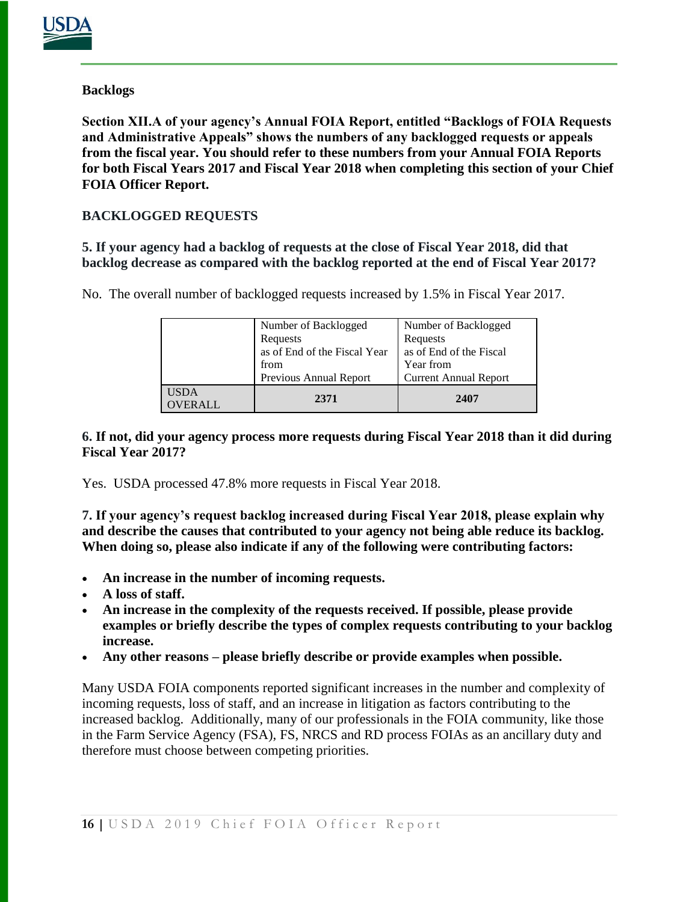**Backlogs**

**Section XII.A of your agency's Annual FOIA Report, entitled "Backlogs of FOIA Requests and Administrative Appeals" shows the numbers of any backlogged requests or appeals from the fiscal year. You should refer to these numbers from your Annual FOIA Reports for both Fiscal Years 2017 and Fiscal Year 2018 when completing this section of your Chief FOIA Officer Report.**

**BACKLOGGED REQUESTS**

**5. If your agency had a backlog of requests at the close of Fiscal Year 2018, did that backlog decrease as compared with the backlog reported at the end of Fiscal Year 2017?**

No. The overall number of backlogged requests increased by 1.5% in Fiscal Year 2017.

| | Number of Backlogged Requests as of End of the Fiscal Year from Previous Annual Report | Number of Backlogged Requests as of End of the Fiscal Year from Current Annual Report |
|---|---|---|
| USDA OVERALL | **2371** | **2407** |

**6. If not, did your agency process more requests during Fiscal Year 2018 than it did during Fiscal Year 2017?**

Yes. USDA processed 47.8% more requests in Fiscal Year 2018.

**7. If your agency's request backlog increased during Fiscal Year 2018, please explain why and describe the causes that contributed to your agency not being able reduce its backlog. When doing so, please also indicate if any of the following were contributing factors:**

- **An increase in the number of incoming requests.**
- **A loss of staff.**
- **An increase in the complexity of the requests received. If possible, please provide examples or briefly describe the types of complex requests contributing to your backlog increase.**
- **Any other reasons – please briefly describe or provide examples when possible.**

Many USDA FOIA components reported significant increases in the number and complexity of incoming requests, loss of staff, and an increase in litigation as factors contributing to the increased backlog. Additionally, many of our professionals in the FOIA community, like those in the Farm Service Agency (FSA), FS, NRCS and RD process FOIAs as an ancillary duty and therefore must choose between competing priorities.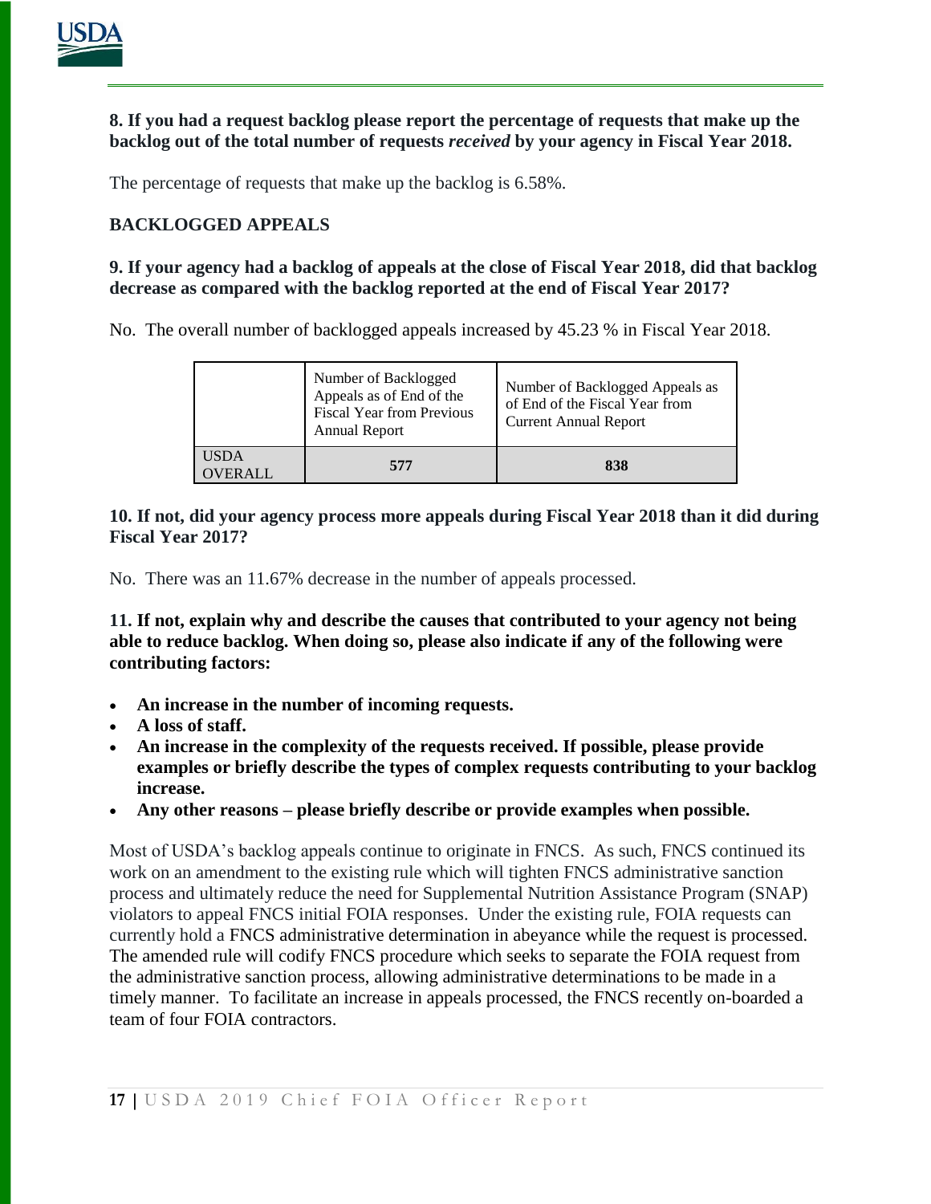**8. If you had a request backlog please report the percentage of requests that make up the backlog out of the total number of requests *received* by your agency in Fiscal Year 2018.**

The percentage of requests that make up the backlog is 6.58%.

**BACKLOGGED APPEALS**

**9. If your agency had a backlog of appeals at the close of Fiscal Year 2018, did that backlog decrease as compared with the backlog reported at the end of Fiscal Year 2017?**

No. The overall number of backlogged appeals increased by 45.23 % in Fiscal Year 2018.

| | Number of Backlogged Appeals as of End of the Fiscal Year from Previous Annual Report | Number of Backlogged Appeals as of End of the Fiscal Year from Current Annual Report |
|---|---|---|
| USDA OVERALL | **577** | **838** |

**10. If not, did your agency process more appeals during Fiscal Year 2018 than it did during Fiscal Year 2017?**

No. There was an 11.67% decrease in the number of appeals processed.

**11. If not, explain why and describe the causes that contributed to your agency not being able to reduce backlog. When doing so, please also indicate if any of the following were contributing factors:**

- **An increase in the number of incoming requests.**
- **A loss of staff.**
- **An increase in the complexity of the requests received. If possible, please provide examples or briefly describe the types of complex requests contributing to your backlog increase.**
- **Any other reasons – please briefly describe or provide examples when possible.**

Most of USDA's backlog appeals continue to originate in FNCS. As such, FNCS continued its work on an amendment to the existing rule which will tighten FNCS administrative sanction process and ultimately reduce the need for Supplemental Nutrition Assistance Program (SNAP) violators to appeal FNCS initial FOIA responses. Under the existing rule, FOIA requests can currently hold a FNCS administrative determination in abeyance while the request is processed. The amended rule will codify FNCS procedure which seeks to separate the FOIA request from the administrative sanction process, allowing administrative determinations to be made in a timely manner. To facilitate an increase in appeals processed, the FNCS recently on-boarded a team of four FOIA contractors.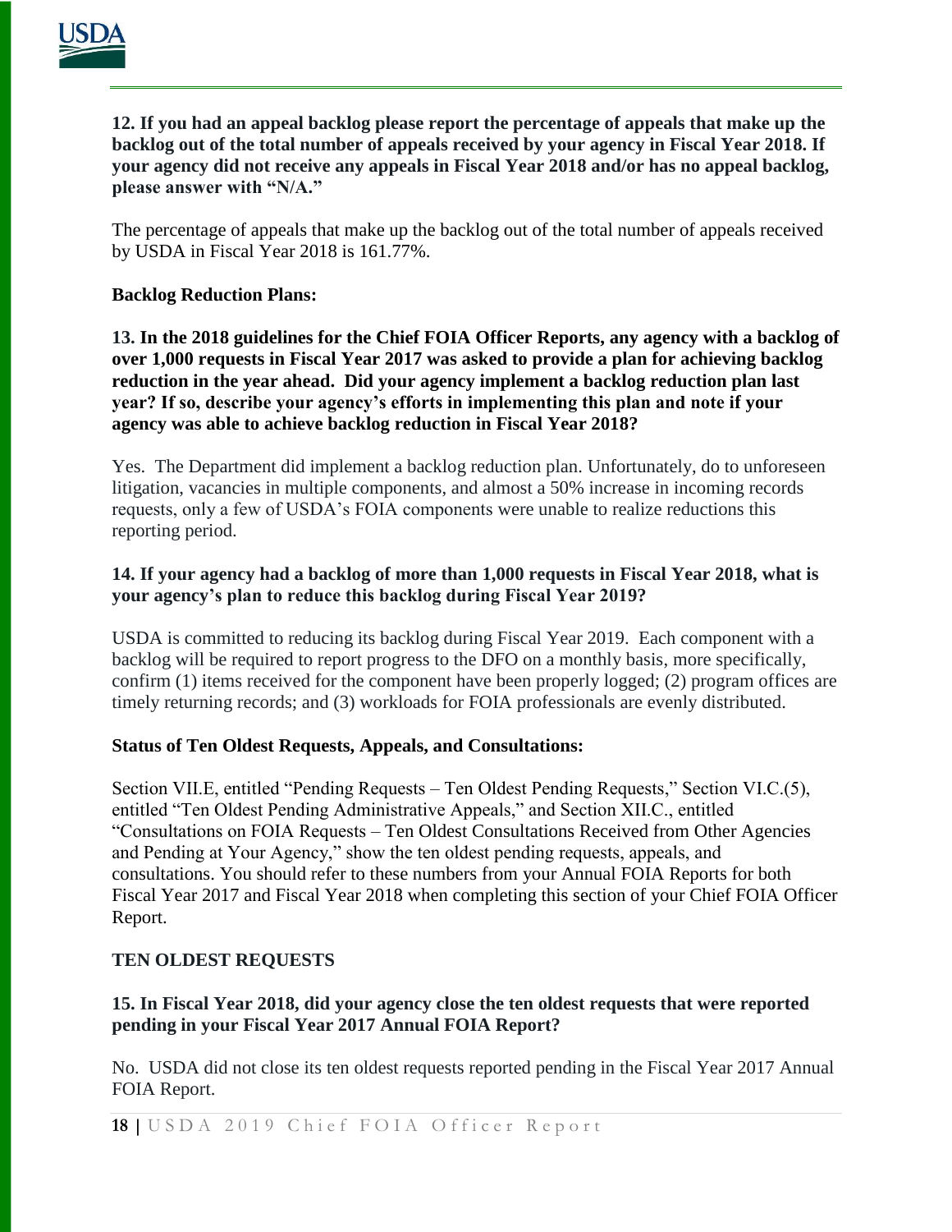**12. If you had an appeal backlog please report the percentage of appeals that make up the backlog out of the total number of appeals received by your agency in Fiscal Year 2018. If your agency did not receive any appeals in Fiscal Year 2018 and/or has no appeal backlog, please answer with "N/A."**

The percentage of appeals that make up the backlog out of the total number of appeals received by USDA in Fiscal Year 2018 is 161.77%.

**Backlog Reduction Plans:**

**13. In the 2018 guidelines for the Chief FOIA Officer Reports, any agency with a backlog of over 1,000 requests in Fiscal Year 2017 was asked to provide a plan for achieving backlog reduction in the year ahead. Did your agency implement a backlog reduction plan last year? If so, describe your agency's efforts in implementing this plan and note if your agency was able to achieve backlog reduction in Fiscal Year 2018?**

Yes. The Department did implement a backlog reduction plan. Unfortunately, do to unforeseen litigation, vacancies in multiple components, and almost a 50% increase in incoming records requests, only a few of USDA's FOIA components were unable to realize reductions this reporting period.

**14. If your agency had a backlog of more than 1,000 requests in Fiscal Year 2018, what is your agency's plan to reduce this backlog during Fiscal Year 2019?**

USDA is committed to reducing its backlog during Fiscal Year 2019. Each component with a backlog will be required to report progress to the DFO on a monthly basis, more specifically, confirm (1) items received for the component have been properly logged; (2) program offices are timely returning records; and (3) workloads for FOIA professionals are evenly distributed.

**Status of Ten Oldest Requests, Appeals, and Consultations:**

Section VII.E, entitled "Pending Requests – Ten Oldest Pending Requests," Section VI.C.(5), entitled "Ten Oldest Pending Administrative Appeals," and Section XII.C., entitled "Consultations on FOIA Requests – Ten Oldest Consultations Received from Other Agencies and Pending at Your Agency," show the ten oldest pending requests, appeals, and consultations. You should refer to these numbers from your Annual FOIA Reports for both Fiscal Year 2017 and Fiscal Year 2018 when completing this section of your Chief FOIA Officer Report.

**TEN OLDEST REQUESTS**

**15. In Fiscal Year 2018, did your agency close the ten oldest requests that were reported pending in your Fiscal Year 2017 Annual FOIA Report?**

No. USDA did not close its ten oldest requests reported pending in the Fiscal Year 2017 Annual FOIA Report.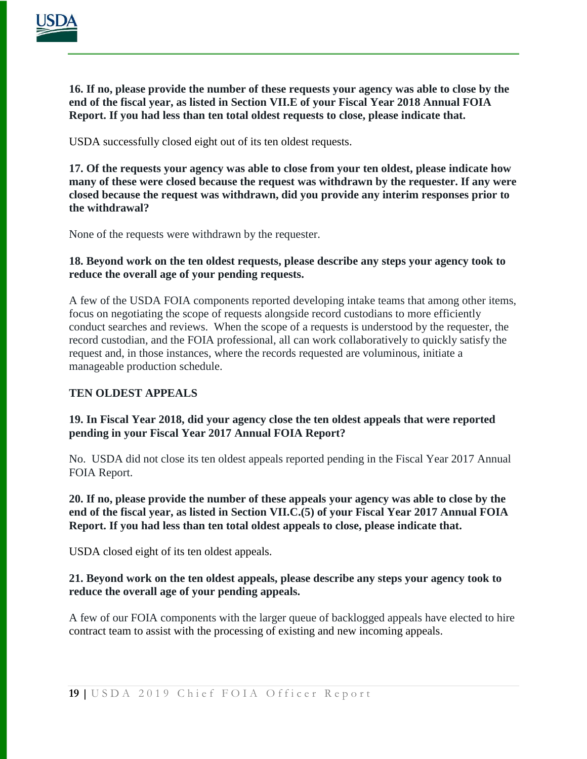**16. If no, please provide the number of these requests your agency was able to close by the end of the fiscal year, as listed in Section VII.E of your Fiscal Year 2018 Annual FOIA Report. If you had less than ten total oldest requests to close, please indicate that.**

USDA successfully closed eight out of its ten oldest requests.

**17. Of the requests your agency was able to close from your ten oldest, please indicate how many of these were closed because the request was withdrawn by the requester. If any were closed because the request was withdrawn, did you provide any interim responses prior to the withdrawal?**

None of the requests were withdrawn by the requester.

**18. Beyond work on the ten oldest requests, please describe any steps your agency took to reduce the overall age of your pending requests.**

A few of the USDA FOIA components reported developing intake teams that among other items, focus on negotiating the scope of requests alongside record custodians to more efficiently conduct searches and reviews. When the scope of a requests is understood by the requester, the record custodian, and the FOIA professional, all can work collaboratively to quickly satisfy the request and, in those instances, where the records requested are voluminous, initiate a manageable production schedule.

## TEN OLDEST APPEALS

**19. In Fiscal Year 2018, did your agency close the ten oldest appeals that were reported pending in your Fiscal Year 2017 Annual FOIA Report?**

No. USDA did not close its ten oldest appeals reported pending in the Fiscal Year 2017 Annual FOIA Report.

**20. If no, please provide the number of these appeals your agency was able to close by the end of the fiscal year, as listed in Section VII.C.(5) of your Fiscal Year 2017 Annual FOIA Report. If you had less than ten total oldest appeals to close, please indicate that.**

USDA closed eight of its ten oldest appeals.

**21. Beyond work on the ten oldest appeals, please describe any steps your agency took to reduce the overall age of your pending appeals.**

A few of our FOIA components with the larger queue of backlogged appeals have elected to hire contract team to assist with the processing of existing and new incoming appeals.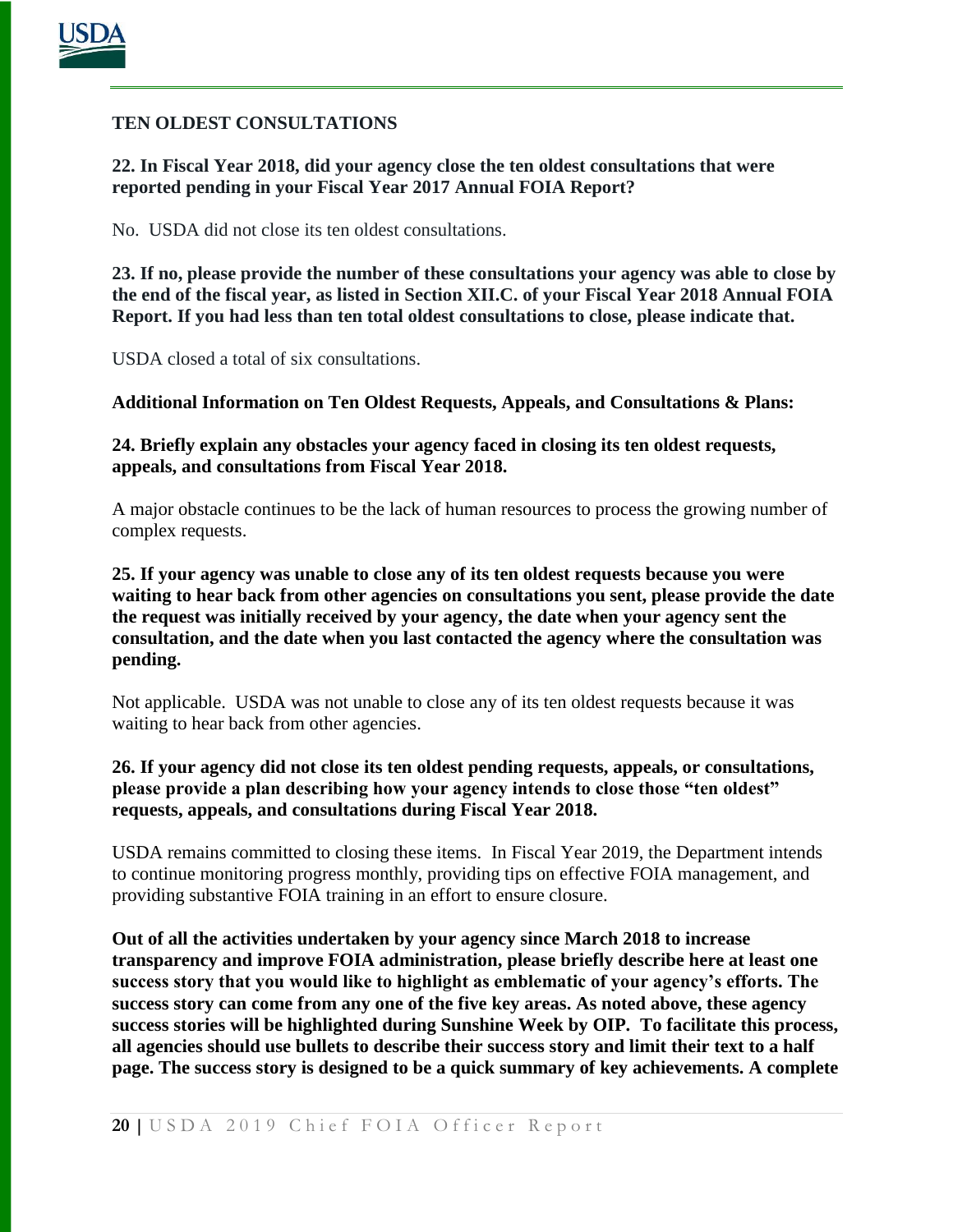### TEN OLDEST CONSULTATIONS

**22. In Fiscal Year 2018, did your agency close the ten oldest consultations that were reported pending in your Fiscal Year 2017 Annual FOIA Report?**

No. USDA did not close its ten oldest consultations.

**23. If no, please provide the number of these consultations your agency was able to close by the end of the fiscal year, as listed in Section XII.C. of your Fiscal Year 2018 Annual FOIA Report. If you had less than ten total oldest consultations to close, please indicate that.**

USDA closed a total of six consultations.

**Additional Information on Ten Oldest Requests, Appeals, and Consultations & Plans:**

**24. Briefly explain any obstacles your agency faced in closing its ten oldest requests, appeals, and consultations from Fiscal Year 2018.**

A major obstacle continues to be the lack of human resources to process the growing number of complex requests.

**25. If your agency was unable to close any of its ten oldest requests because you were waiting to hear back from other agencies on consultations you sent, please provide the date the request was initially received by your agency, the date when your agency sent the consultation, and the date when you last contacted the agency where the consultation was pending.**

Not applicable. USDA was not unable to close any of its ten oldest requests because it was waiting to hear back from other agencies.

**26. If your agency did not close its ten oldest pending requests, appeals, or consultations, please provide a plan describing how your agency intends to close those "ten oldest" requests, appeals, and consultations during Fiscal Year 2018.**

USDA remains committed to closing these items. In Fiscal Year 2019, the Department intends to continue monitoring progress monthly, providing tips on effective FOIA management, and providing substantive FOIA training in an effort to ensure closure.

**Out of all the activities undertaken by your agency since March 2018 to increase transparency and improve FOIA administration, please briefly describe here at least one success story that you would like to highlight as emblematic of your agency's efforts. The success story can come from any one of the five key areas. As noted above, these agency success stories will be highlighted during Sunshine Week by OIP. To facilitate this process, all agencies should use bullets to describe their success story and limit their text to a half page. The success story is designed to be a quick summary of key achievements. A complete**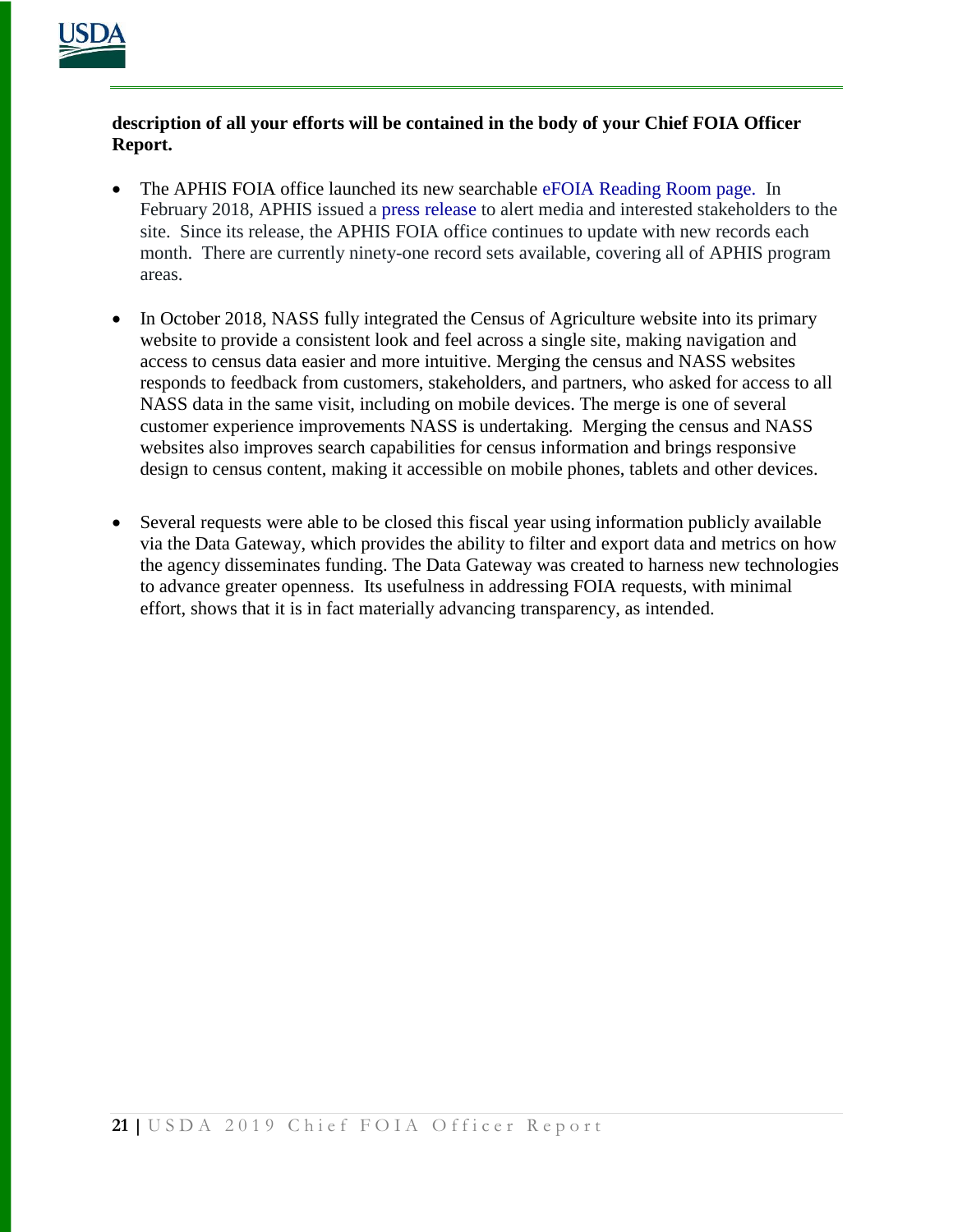**description of all your efforts will be contained in the body of your Chief FOIA Officer Report.**

- The APHIS FOIA office launched its new searchable eFOIA Reading Room page. In February 2018, APHIS issued a press release to alert media and interested stakeholders to the site. Since its release, the APHIS FOIA office continues to update with new records each month. There are currently ninety-one record sets available, covering all of APHIS program areas.

- In October 2018, NASS fully integrated the Census of Agriculture website into its primary website to provide a consistent look and feel across a single site, making navigation and access to census data easier and more intuitive. Merging the census and NASS websites responds to feedback from customers, stakeholders, and partners, who asked for access to all NASS data in the same visit, including on mobile devices. The merge is one of several customer experience improvements NASS is undertaking. Merging the census and NASS websites also improves search capabilities for census information and brings responsive design to census content, making it accessible on mobile phones, tablets and other devices.

- Several requests were able to be closed this fiscal year using information publicly available via the Data Gateway, which provides the ability to filter and export data and metrics on how the agency disseminates funding. The Data Gateway was created to harness new technologies to advance greater openness. Its usefulness in addressing FOIA requests, with minimal effort, shows that it is in fact materially advancing transparency, as intended.